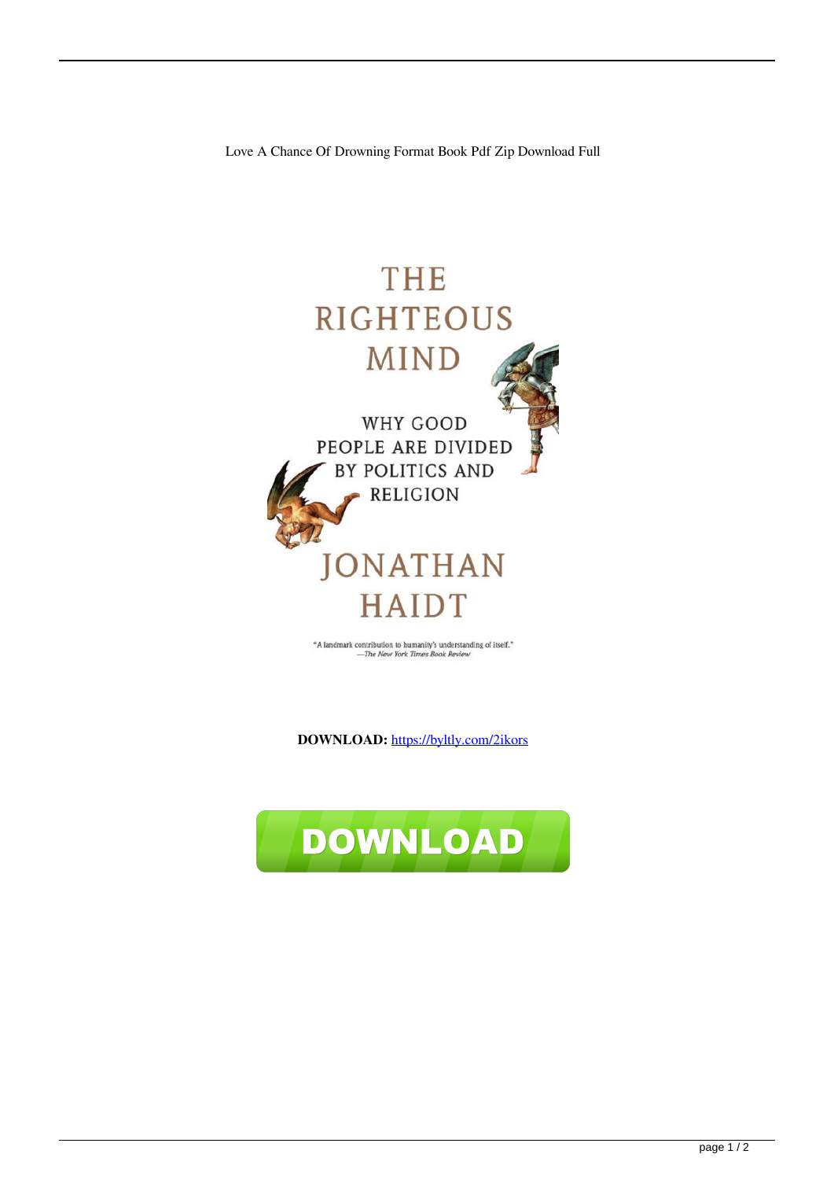Love A Chance Of Drowning Format Book Pdf Zip Download Full

THE RIGHTEOUS MIND

WHY GOOD PEOPLE ARE DIVIDED BY POLITICS AND RELIGION

JONATHAN HAIDT

"A landmark contribution to humanity's understanding of itself." —The New York Times Book Review

**DOWNLOAD:** https://byltly.com/2ikors

DOWNLOAD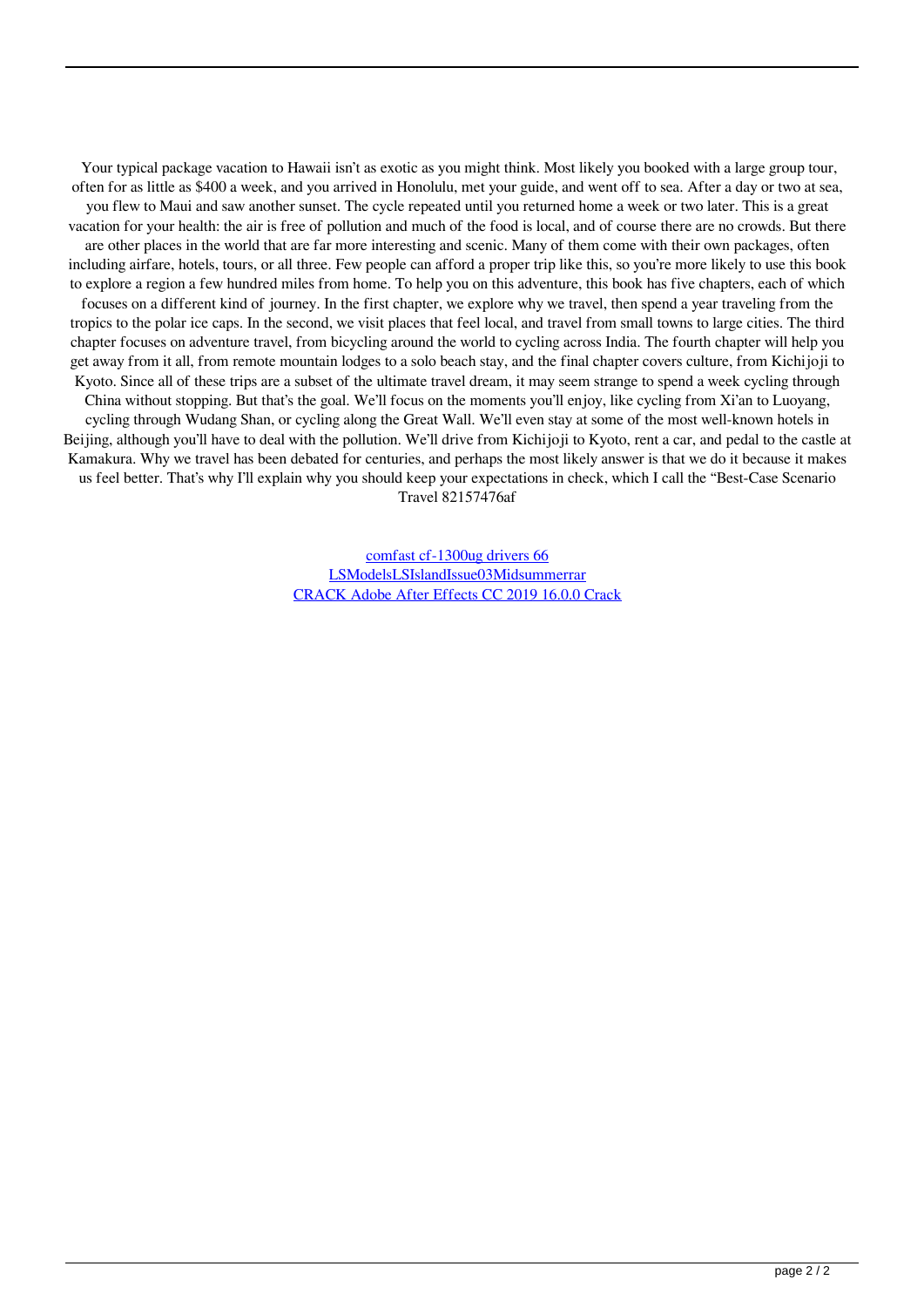Your typical package vacation to Hawaii isn't as exotic as you might think. Most likely you booked with a large group tour, often for as little as $400 a week, and you arrived in Honolulu, met your guide, and went off to sea. After a day or two at sea, you flew to Maui and saw another sunset. The cycle repeated until you returned home a week or two later. This is a great vacation for your health: the air is free of pollution and much of the food is local, and of course there are no crowds. But there are other places in the world that are far more interesting and scenic. Many of them come with their own packages, often including airfare, hotels, tours, or all three. Few people can afford a proper trip like this, so you're more likely to use this book to explore a region a few hundred miles from home. To help you on this adventure, this book has five chapters, each of which focuses on a different kind of journey. In the first chapter, we explore why we travel, then spend a year traveling from the tropics to the polar ice caps. In the second, we visit places that feel local, and travel from small towns to large cities. The third chapter focuses on adventure travel, from bicycling around the world to cycling across India. The fourth chapter will help you get away from it all, from remote mountain lodges to a solo beach stay, and the final chapter covers culture, from Kichijoji to Kyoto. Since all of these trips are a subset of the ultimate travel dream, it may seem strange to spend a week cycling through China without stopping. But that's the goal. We'll focus on the moments you'll enjoy, like cycling from Xi'an to Luoyang, cycling through Wudang Shan, or cycling along the Great Wall. We'll even stay at some of the most well-known hotels in Beijing, although you'll have to deal with the pollution. We'll drive from Kichijoji to Kyoto, rent a car, and pedal to the castle at Kamakura. Why we travel has been debated for centuries, and perhaps the most likely answer is that we do it because it makes us feel better. That's why I'll explain why you should keep your expectations in check, which I call the "Best-Case Scenario Travel 82157476af

comfast cf-1300ug drivers 66
LSModelsLSIslandIssue03Midsummerrar
CRACK Adobe After Effects CC 2019 16.0.0 Crack